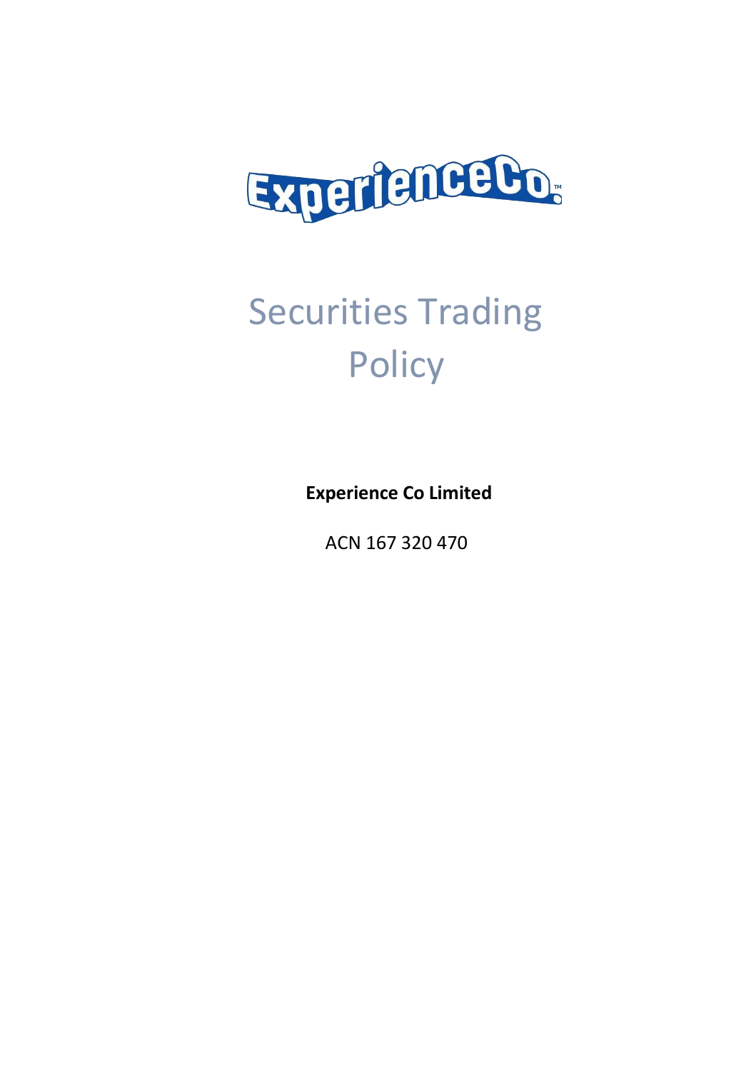# Securities Trading Policy

**Experience Co Limited**

ACN 167 320 470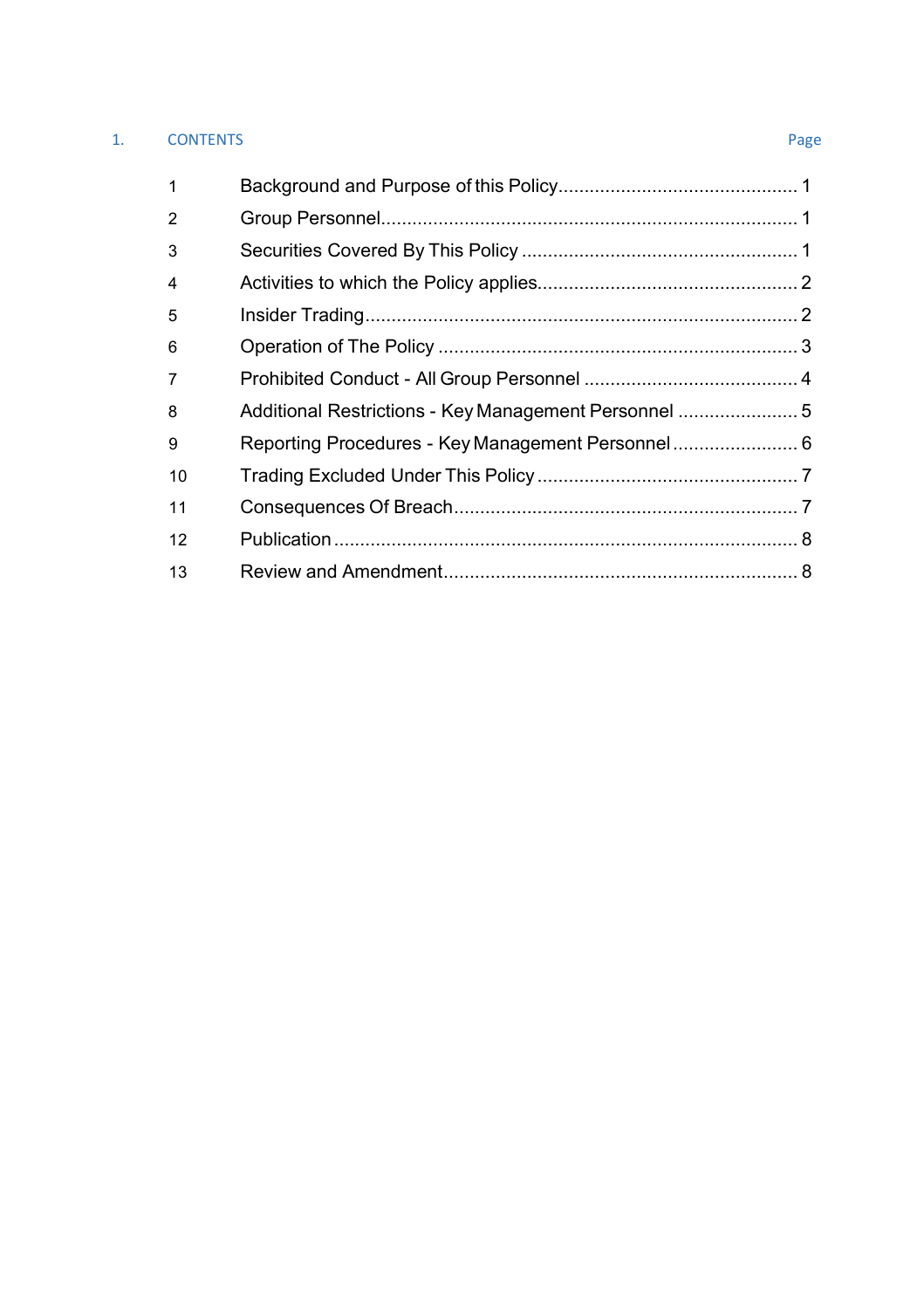# 1. CONTENTS

| | | Page |
|---|---|---|
| 1 | Background and Purpose of this Policy | 1 |
| 2 | Group Personnel | 1 |
| 3 | Securities Covered By This Policy | 1 |
| 4 | Activities to which the Policy applies | 2 |
| 5 | Insider Trading | 2 |
| 6 | Operation of The Policy | 3 |
| 7 | Prohibited Conduct - All Group Personnel | 4 |
| 8 | Additional Restrictions - Key Management Personnel | 5 |
| 9 | Reporting Procedures - Key Management Personnel | 6 |
| 10 | Trading Excluded Under This Policy | 7 |
| 11 | Consequences Of Breach | 7 |
| 12 | Publication | 8 |
| 13 | Review and Amendment | 8 |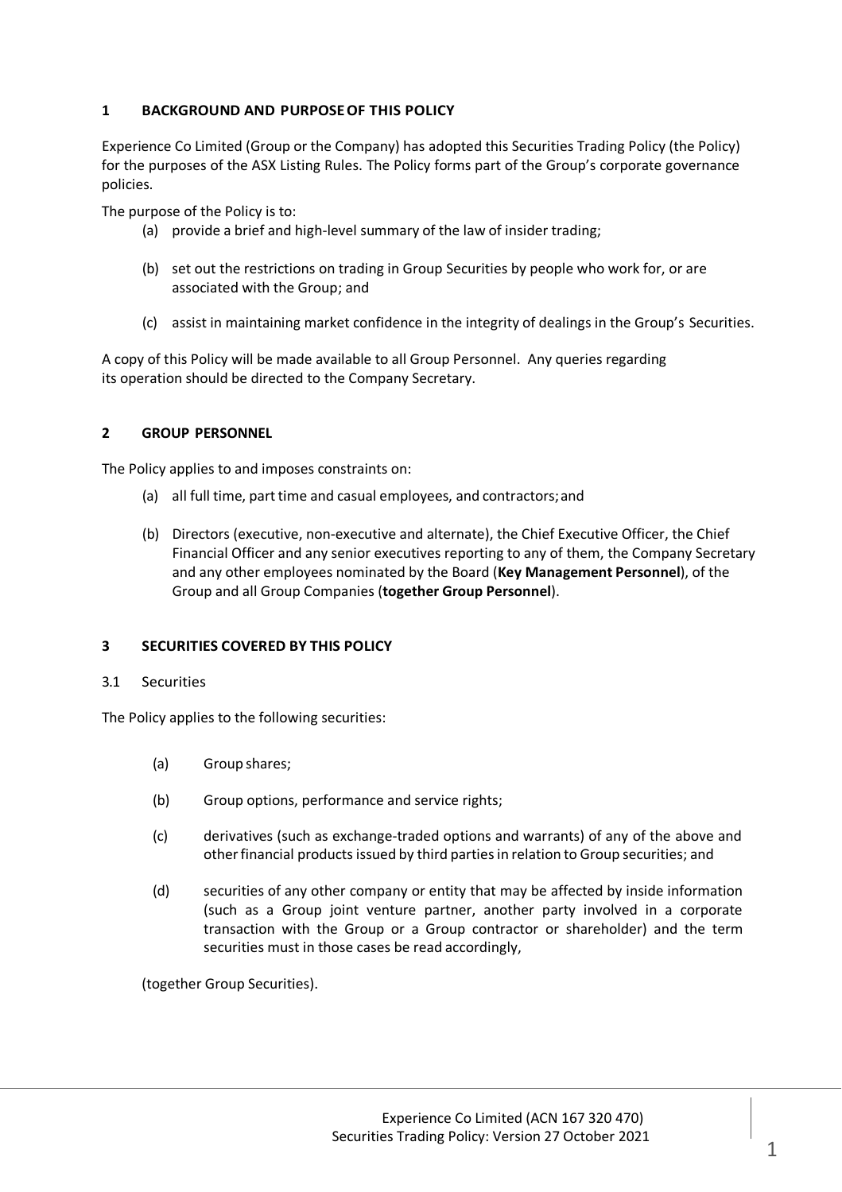## 1 BACKGROUND AND PURPOSE OF THIS POLICY

Experience Co Limited (Group or the Company) has adopted this Securities Trading Policy (the Policy) for the purposes of the ASX Listing Rules. The Policy forms part of the Group's corporate governance policies.

The purpose of the Policy is to:

(a) provide a brief and high-level summary of the law of insider trading;

(b) set out the restrictions on trading in Group Securities by people who work for, or are associated with the Group; and

(c) assist in maintaining market confidence in the integrity of dealings in the Group's Securities.

A copy of this Policy will be made available to all Group Personnel. Any queries regarding its operation should be directed to the Company Secretary.

## 2 GROUP PERSONNEL

The Policy applies to and imposes constraints on:

(a) all full time, part time and casual employees, and contractors; and

(b) Directors (executive, non-executive and alternate), the Chief Executive Officer, the Chief Financial Officer and any senior executives reporting to any of them, the Company Secretary and any other employees nominated by the Board (**Key Management Personnel**), of the Group and all Group Companies (**together Group Personnel**).

## 3 SECURITIES COVERED BY THIS POLICY

### 3.1 Securities

The Policy applies to the following securities:

(a) Group shares;

(b) Group options, performance and service rights;

(c) derivatives (such as exchange-traded options and warrants) of any of the above and other financial products issued by third parties in relation to Group securities; and

(d) securities of any other company or entity that may be affected by inside information (such as a Group joint venture partner, another party involved in a corporate transaction with the Group or a Group contractor or shareholder) and the term securities must in those cases be read accordingly,

(together Group Securities).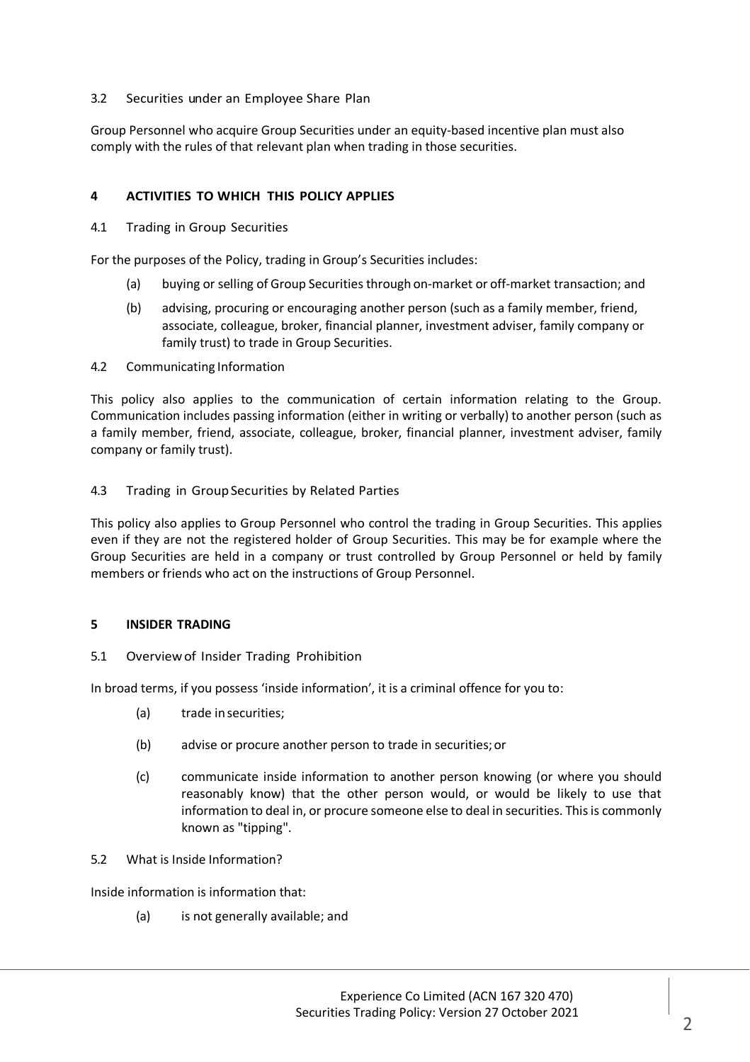### 3.2 Securities under an Employee Share Plan

Group Personnel who acquire Group Securities under an equity-based incentive plan must also comply with the rules of that relevant plan when trading in those securities.

## 4 ACTIVITIES TO WHICH THIS POLICY APPLIES

### 4.1 Trading in Group Securities

For the purposes of the Policy, trading in Group's Securities includes:

(a) buying or selling of Group Securities through on-market or off-market transaction; and

(b) advising, procuring or encouraging another person (such as a family member, friend, associate, colleague, broker, financial planner, investment adviser, family company or family trust) to trade in Group Securities.

### 4.2 Communicating Information

This policy also applies to the communication of certain information relating to the Group. Communication includes passing information (either in writing or verbally) to another person (such as a family member, friend, associate, colleague, broker, financial planner, investment adviser, family company or family trust).

### 4.3 Trading in Group Securities by Related Parties

This policy also applies to Group Personnel who control the trading in Group Securities. This applies even if they are not the registered holder of Group Securities. This may be for example where the Group Securities are held in a company or trust controlled by Group Personnel or held by family members or friends who act on the instructions of Group Personnel.

## 5 INSIDER TRADING

### 5.1 Overview of Insider Trading Prohibition

In broad terms, if you possess 'inside information', it is a criminal offence for you to:

(a) trade in securities;

(b) advise or procure another person to trade in securities; or

(c) communicate inside information to another person knowing (or where you should reasonably know) that the other person would, or would be likely to use that information to deal in, or procure someone else to deal in securities. This is commonly known as "tipping".

### 5.2 What is Inside Information?

Inside information is information that:

(a) is not generally available; and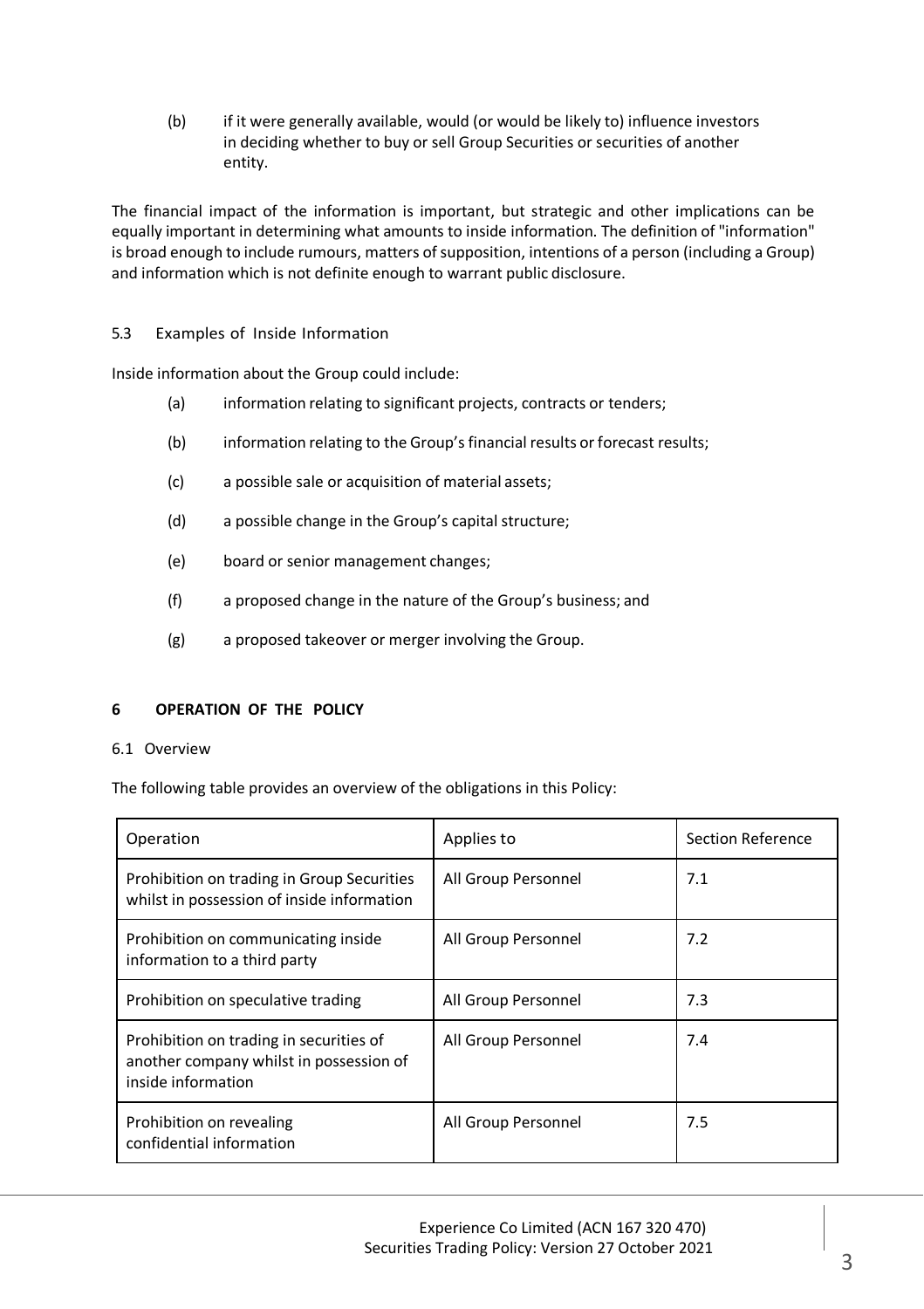(b) if it were generally available, would (or would be likely to) influence investors in deciding whether to buy or sell Group Securities or securities of another entity.

The financial impact of the information is important, but strategic and other implications can be equally important in determining what amounts to inside information. The definition of "information" is broad enough to include rumours, matters of supposition, intentions of a person (including a Group) and information which is not definite enough to warrant public disclosure.

### 5.3 Examples of Inside Information

Inside information about the Group could include:

(a) information relating to significant projects, contracts or tenders;

(b) information relating to the Group's financial results or forecast results;

(c) a possible sale or acquisition of material assets;

(d) a possible change in the Group's capital structure;

(e) board or senior management changes;

(f) a proposed change in the nature of the Group's business; and

(g) a proposed takeover or merger involving the Group.

## 6 OPERATION OF THE POLICY

### 6.1 Overview

The following table provides an overview of the obligations in this Policy:

| Operation | Applies to | Section Reference |
| --- | --- | --- |
| Prohibition on trading in Group Securities whilst in possession of inside information | All Group Personnel | 7.1 |
| Prohibition on communicating inside information to a third party | All Group Personnel | 7.2 |
| Prohibition on speculative trading | All Group Personnel | 7.3 |
| Prohibition on trading in securities of another company whilst in possession of inside information | All Group Personnel | 7.4 |
| Prohibition on revealing confidential information | All Group Personnel | 7.5 |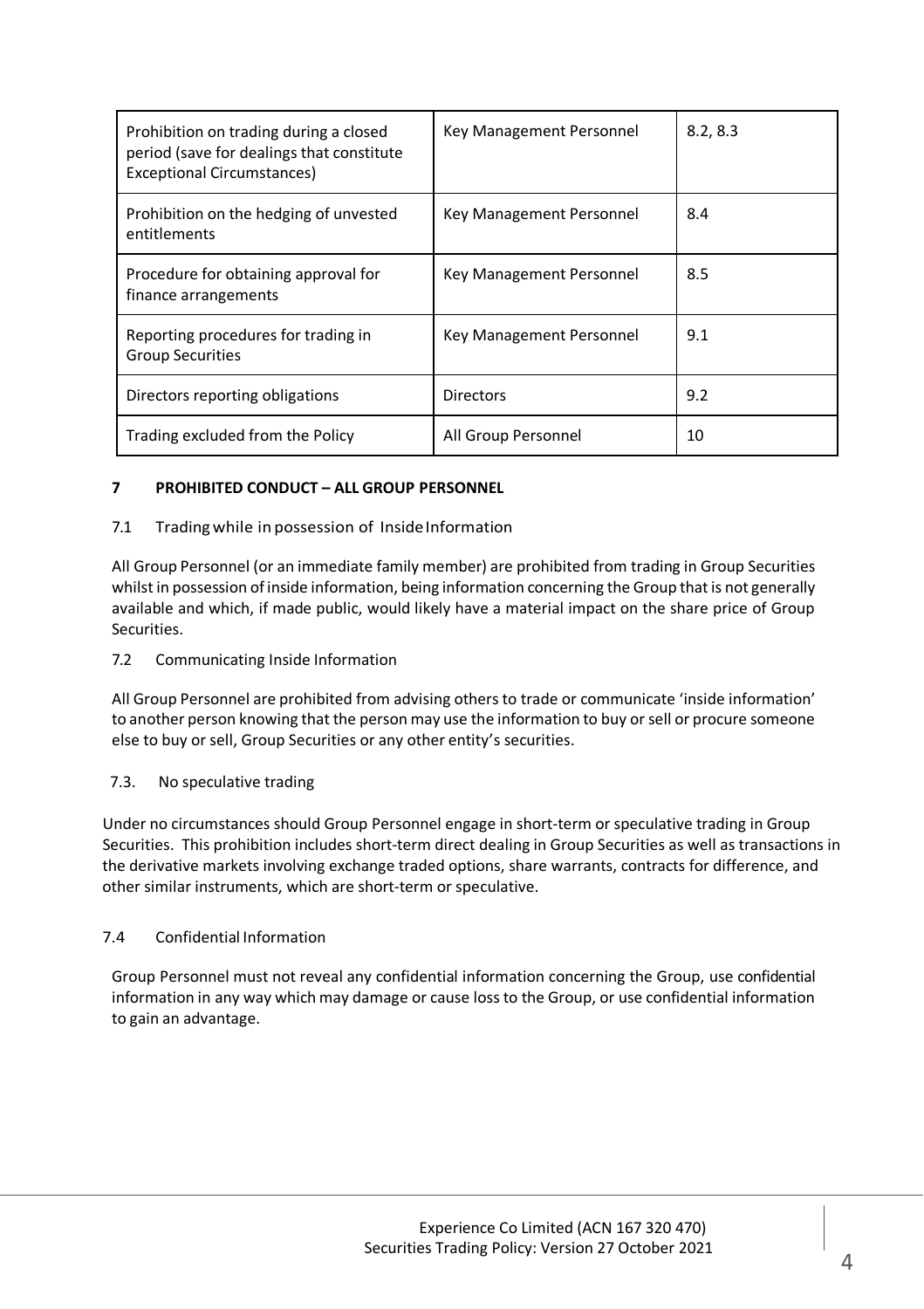| Prohibition on trading during a closed period (save for dealings that constitute Exceptional Circumstances) | Key Management Personnel | 8.2, 8.3 |
| --- | --- | --- |
| Prohibition on the hedging of unvested entitlements | Key Management Personnel | 8.4 |
| Procedure for obtaining approval for finance arrangements | Key Management Personnel | 8.5 |
| Reporting procedures for trading in Group Securities | Key Management Personnel | 9.1 |
| Directors reporting obligations | Directors | 9.2 |
| Trading excluded from the Policy | All Group Personnel | 10 |

## 7 PROHIBITED CONDUCT – ALL GROUP PERSONNEL

### 7.1 Trading while in possession of Inside Information

All Group Personnel (or an immediate family member) are prohibited from trading in Group Securities whilst in possession of inside information, being information concerning the Group that is not generally available and which, if made public, would likely have a material impact on the share price of Group Securities.

### 7.2 Communicating Inside Information

All Group Personnel are prohibited from advising others to trade or communicate 'inside information' to another person knowing that the person may use the information to buy or sell or procure someone else to buy or sell, Group Securities or any other entity's securities.

### 7.3. No speculative trading

Under no circumstances should Group Personnel engage in short-term or speculative trading in Group Securities. This prohibition includes short-term direct dealing in Group Securities as well as transactions in the derivative markets involving exchange traded options, share warrants, contracts for difference, and other similar instruments, which are short-term or speculative.

### 7.4 Confidential Information

Group Personnel must not reveal any confidential information concerning the Group, use confidential information in any way which may damage or cause loss to the Group, or use confidential information to gain an advantage.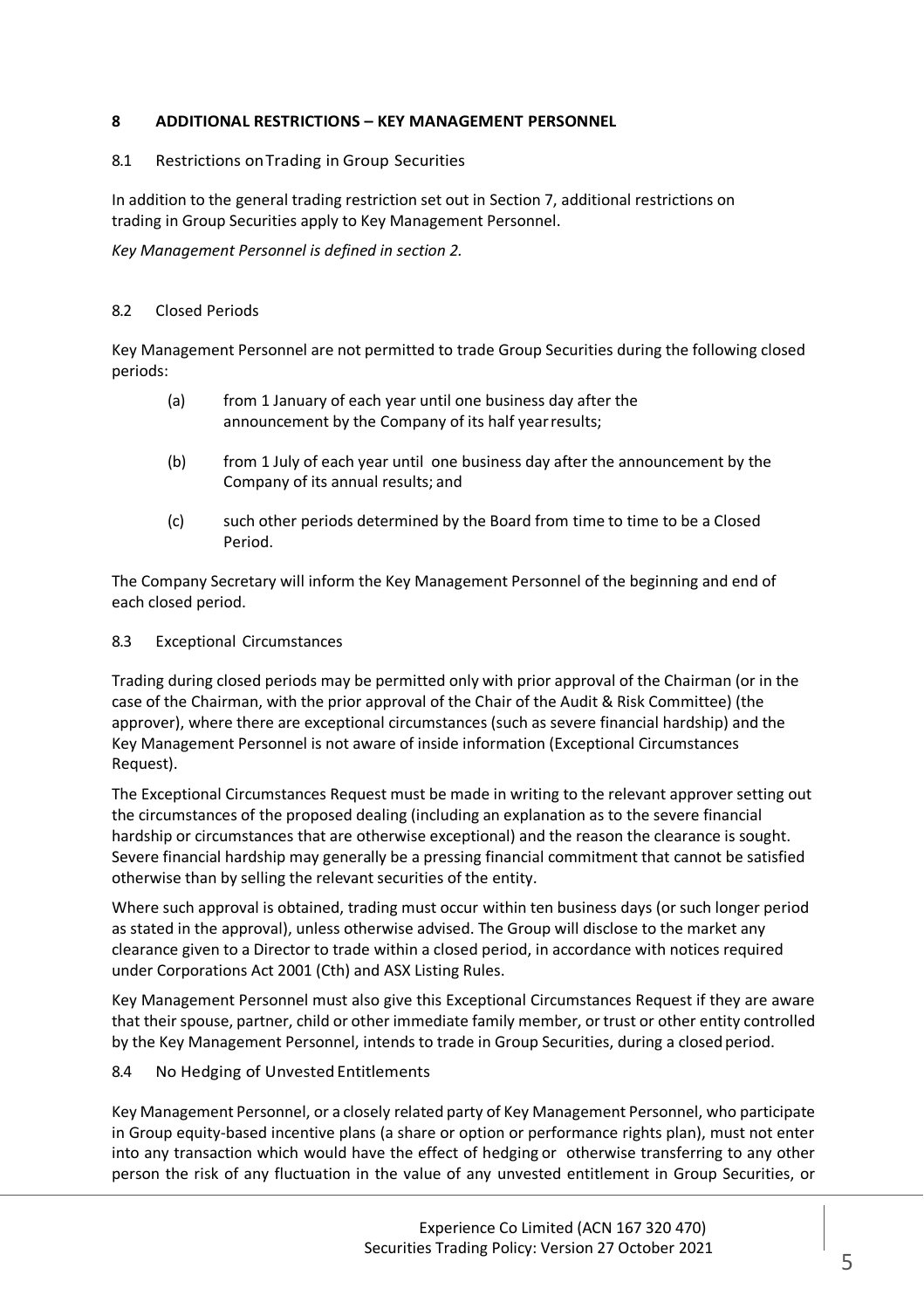## 8 ADDITIONAL RESTRICTIONS – KEY MANAGEMENT PERSONNEL

### 8.1 Restrictions on Trading in Group Securities

In addition to the general trading restriction set out in Section 7, additional restrictions on trading in Group Securities apply to Key Management Personnel.

*Key Management Personnel is defined in section 2.*

### 8.2 Closed Periods

Key Management Personnel are not permitted to trade Group Securities during the following closed periods:

(a) from 1 January of each year until one business day after the announcement by the Company of its half year results;

(b) from 1 July of each year until one business day after the announcement by the Company of its annual results; and

(c) such other periods determined by the Board from time to time to be a Closed Period.

The Company Secretary will inform the Key Management Personnel of the beginning and end of each closed period.

### 8.3 Exceptional Circumstances

Trading during closed periods may be permitted only with prior approval of the Chairman (or in the case of the Chairman, with the prior approval of the Chair of the Audit & Risk Committee) (the approver), where there are exceptional circumstances (such as severe financial hardship) and the Key Management Personnel is not aware of inside information (Exceptional Circumstances Request).

The Exceptional Circumstances Request must be made in writing to the relevant approver setting out the circumstances of the proposed dealing (including an explanation as to the severe financial hardship or circumstances that are otherwise exceptional) and the reason the clearance is sought. Severe financial hardship may generally be a pressing financial commitment that cannot be satisfied otherwise than by selling the relevant securities of the entity.

Where such approval is obtained, trading must occur within ten business days (or such longer period as stated in the approval), unless otherwise advised. The Group will disclose to the market any clearance given to a Director to trade within a closed period, in accordance with notices required under Corporations Act 2001 (Cth) and ASX Listing Rules.

Key Management Personnel must also give this Exceptional Circumstances Request if they are aware that their spouse, partner, child or other immediate family member, or trust or other entity controlled by the Key Management Personnel, intends to trade in Group Securities, during a closed period.

### 8.4 No Hedging of Unvested Entitlements

Key Management Personnel, or a closely related party of Key Management Personnel, who participate in Group equity-based incentive plans (a share or option or performance rights plan), must not enter into any transaction which would have the effect of hedging or otherwise transferring to any other person the risk of any fluctuation in the value of any unvested entitlement in Group Securities, or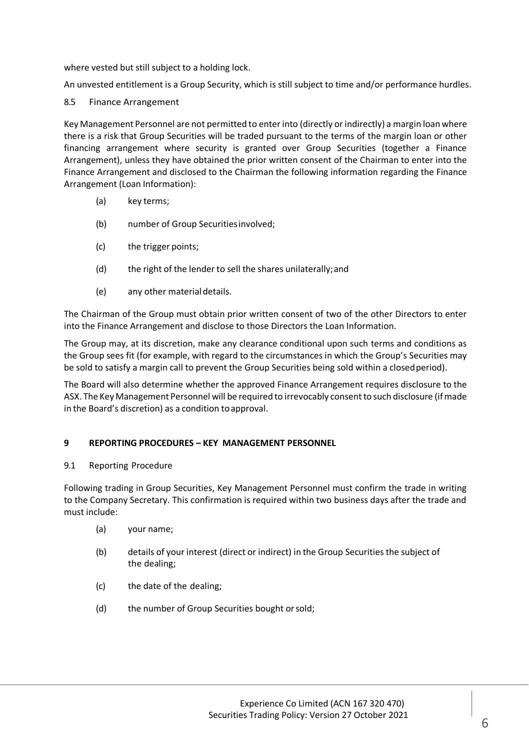where vested but still subject to a holding lock.

An unvested entitlement is a Group Security, which is still subject to time and/or performance hurdles.

8.5 Finance Arrangement

Key Management Personnel are not permitted to enter into (directly or indirectly) a margin loan where there is a risk that Group Securities will be traded pursuant to the terms of the margin loan or other financing arrangement where security is granted over Group Securities (together a Finance Arrangement), unless they have obtained the prior written consent of the Chairman to enter into the Finance Arrangement and disclosed to the Chairman the following information regarding the Finance Arrangement (Loan Information):

(a) key terms;

(b) number of Group Securities involved;

(c) the trigger points;

(d) the right of the lender to sell the shares unilaterally; and

(e) any other material details.

The Chairman of the Group must obtain prior written consent of two of the other Directors to enter into the Finance Arrangement and disclose to those Directors the Loan Information.

The Group may, at its discretion, make any clearance conditional upon such terms and conditions as the Group sees fit (for example, with regard to the circumstances in which the Group's Securities may be sold to satisfy a margin call to prevent the Group Securities being sold within a closed period).

The Board will also determine whether the approved Finance Arrangement requires disclosure to the ASX. The Key Management Personnel will be required to irrevocably consent to such disclosure (if made in the Board's discretion) as a condition to approval.

## 9 REPORTING PROCEDURES – KEY MANAGEMENT PERSONNEL

9.1 Reporting Procedure

Following trading in Group Securities, Key Management Personnel must confirm the trade in writing to the Company Secretary. This confirmation is required within two business days after the trade and must include:

(a) your name;

(b) details of your interest (direct or indirect) in the Group Securities the subject of the dealing;

(c) the date of the dealing;

(d) the number of Group Securities bought or sold;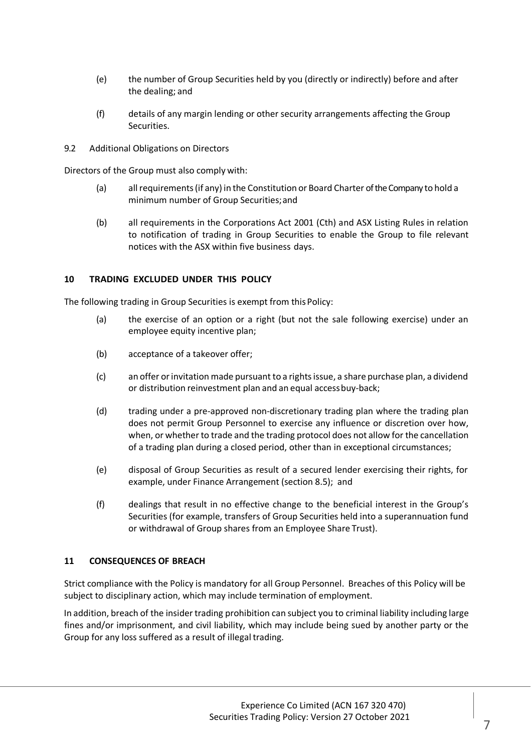(e) the number of Group Securities held by you (directly or indirectly) before and after the dealing; and

(f) details of any margin lending or other security arrangements affecting the Group Securities.

9.2 Additional Obligations on Directors

Directors of the Group must also comply with:

(a) all requirements (if any) in the Constitution or Board Charter of the Company to hold a minimum number of Group Securities; and

(b) all requirements in the Corporations Act 2001 (Cth) and ASX Listing Rules in relation to notification of trading in Group Securities to enable the Group to file relevant notices with the ASX within five business days.

## 10 TRADING EXCLUDED UNDER THIS POLICY

The following trading in Group Securities is exempt from this Policy:

(a) the exercise of an option or a right (but not the sale following exercise) under an employee equity incentive plan;

(b) acceptance of a takeover offer;

(c) an offer or invitation made pursuant to a rights issue, a share purchase plan, a dividend or distribution reinvestment plan and an equal access buy-back;

(d) trading under a pre-approved non-discretionary trading plan where the trading plan does not permit Group Personnel to exercise any influence or discretion over how, when, or whether to trade and the trading protocol does not allow for the cancellation of a trading plan during a closed period, other than in exceptional circumstances;

(e) disposal of Group Securities as result of a secured lender exercising their rights, for example, under Finance Arrangement (section 8.5); and

(f) dealings that result in no effective change to the beneficial interest in the Group's Securities (for example, transfers of Group Securities held into a superannuation fund or withdrawal of Group shares from an Employee Share Trust).

## 11 CONSEQUENCES OF BREACH

Strict compliance with the Policy is mandatory for all Group Personnel. Breaches of this Policy will be subject to disciplinary action, which may include termination of employment.

In addition, breach of the insider trading prohibition can subject you to criminal liability including large fines and/or imprisonment, and civil liability, which may include being sued by another party or the Group for any loss suffered as a result of illegal trading.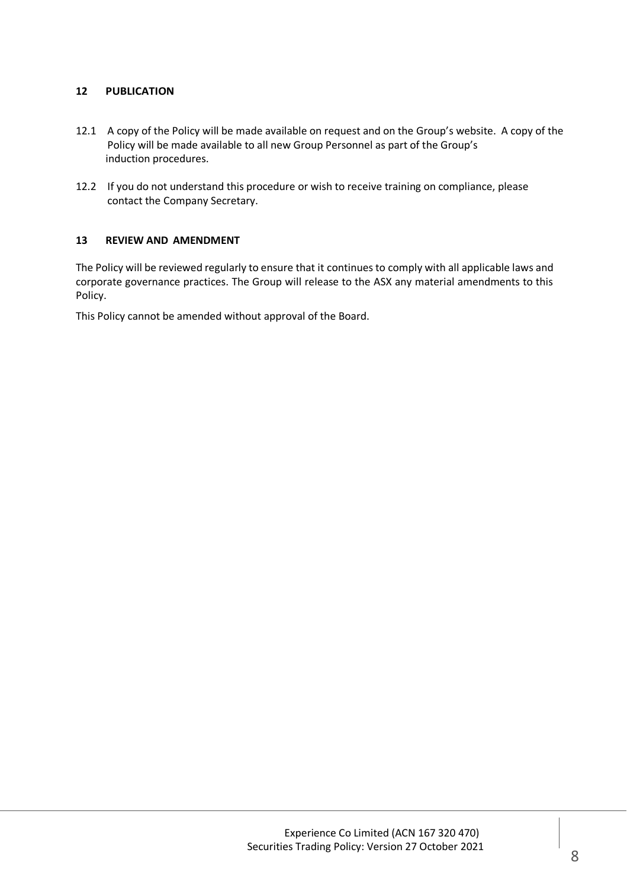## 12 PUBLICATION

12.1 A copy of the Policy will be made available on request and on the Group's website. A copy of the Policy will be made available to all new Group Personnel as part of the Group's induction procedures.

12.2 If you do not understand this procedure or wish to receive training on compliance, please contact the Company Secretary.

## 13 REVIEW AND AMENDMENT

The Policy will be reviewed regularly to ensure that it continues to comply with all applicable laws and corporate governance practices. The Group will release to the ASX any material amendments to this Policy.

This Policy cannot be amended without approval of the Board.